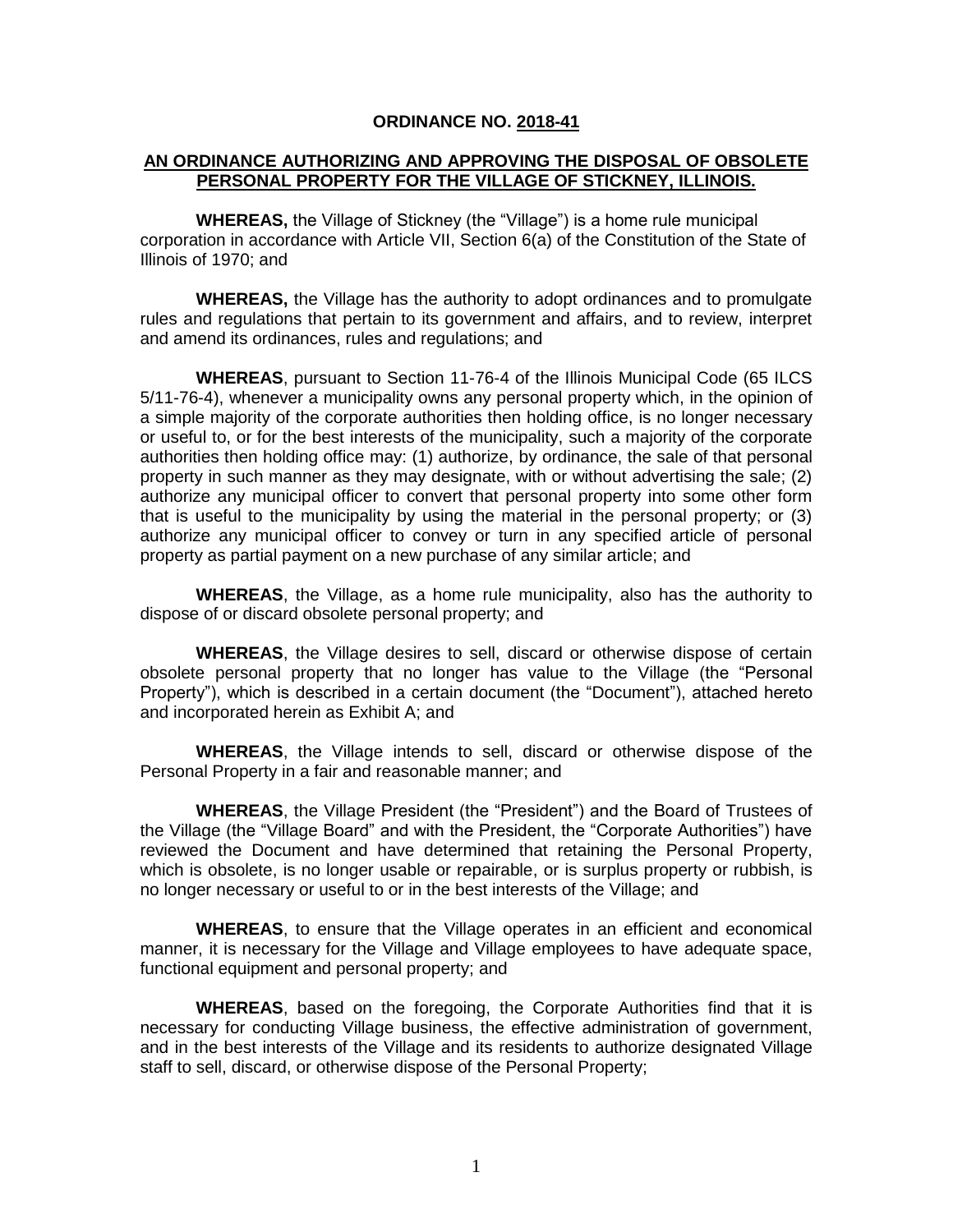**ORDINANCE NO. 2018-41**

**AN ORDINANCE AUTHORIZING AND APPROVING THE DISPOSAL OF OBSOLETE PERSONAL PROPERTY FOR THE VILLAGE OF STICKNEY, ILLINOIS.**

**WHEREAS,** the Village of Stickney (the "Village") is a home rule municipal corporation in accordance with Article VII, Section 6(a) of the Constitution of the State of Illinois of 1970; and

**WHEREAS,** the Village has the authority to adopt ordinances and to promulgate rules and regulations that pertain to its government and affairs, and to review, interpret and amend its ordinances, rules and regulations; and

**WHEREAS**, pursuant to Section 11-76-4 of the Illinois Municipal Code (65 ILCS 5/11-76-4), whenever a municipality owns any personal property which, in the opinion of a simple majority of the corporate authorities then holding office, is no longer necessary or useful to, or for the best interests of the municipality, such a majority of the corporate authorities then holding office may: (1) authorize, by ordinance, the sale of that personal property in such manner as they may designate, with or without advertising the sale; (2) authorize any municipal officer to convert that personal property into some other form that is useful to the municipality by using the material in the personal property; or (3) authorize any municipal officer to convey or turn in any specified article of personal property as partial payment on a new purchase of any similar article; and

**WHEREAS**, the Village, as a home rule municipality, also has the authority to dispose of or discard obsolete personal property; and

**WHEREAS**, the Village desires to sell, discard or otherwise dispose of certain obsolete personal property that no longer has value to the Village (the "Personal Property"), which is described in a certain document (the "Document"), attached hereto and incorporated herein as Exhibit A; and

**WHEREAS**, the Village intends to sell, discard or otherwise dispose of the Personal Property in a fair and reasonable manner; and

**WHEREAS**, the Village President (the "President") and the Board of Trustees of the Village (the "Village Board" and with the President, the "Corporate Authorities") have reviewed the Document and have determined that retaining the Personal Property, which is obsolete, is no longer usable or repairable, or is surplus property or rubbish, is no longer necessary or useful to or in the best interests of the Village; and

**WHEREAS**, to ensure that the Village operates in an efficient and economical manner, it is necessary for the Village and Village employees to have adequate space, functional equipment and personal property; and

**WHEREAS**, based on the foregoing, the Corporate Authorities find that it is necessary for conducting Village business, the effective administration of government, and in the best interests of the Village and its residents to authorize designated Village staff to sell, discard, or otherwise dispose of the Personal Property;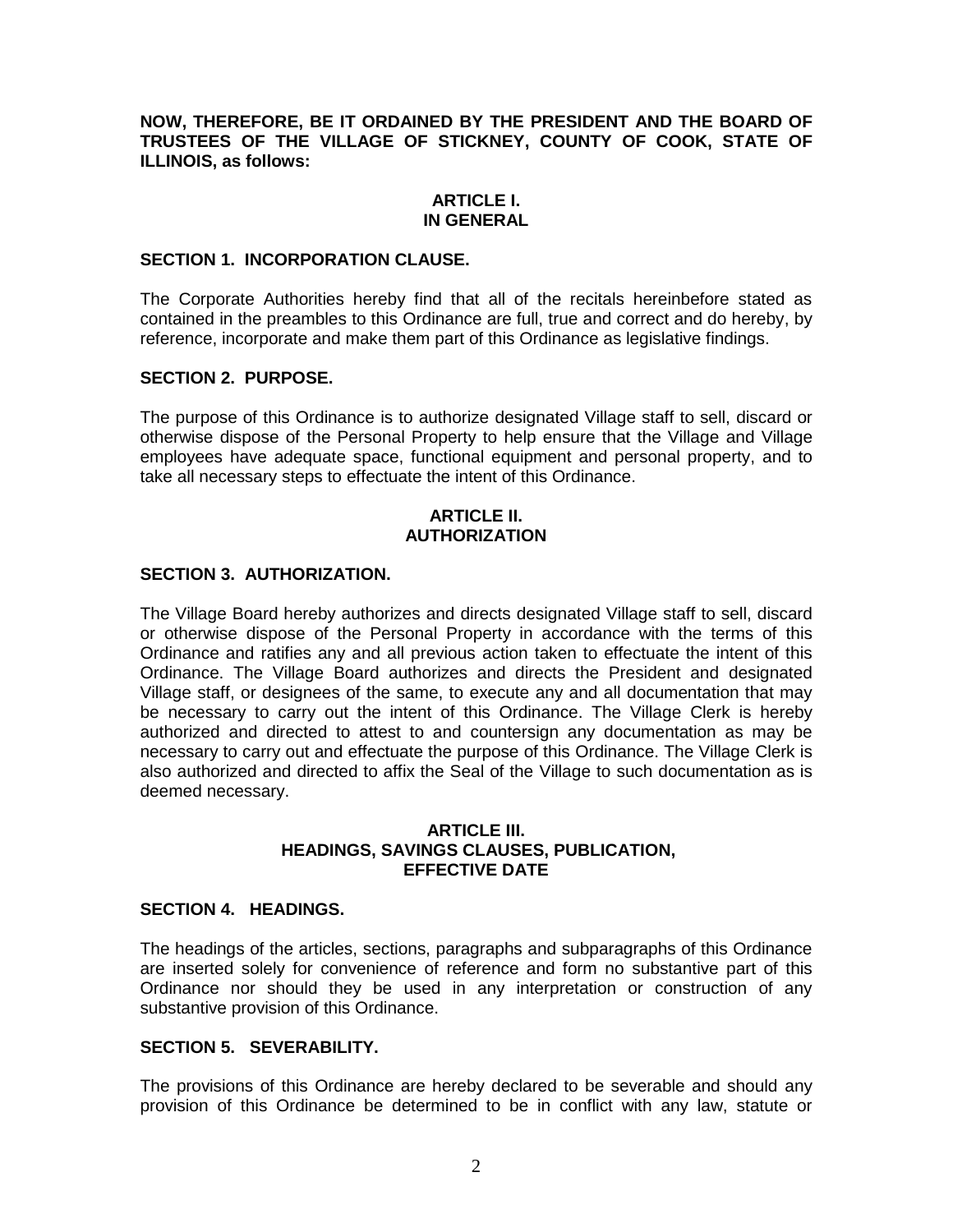**NOW, THEREFORE, BE IT ORDAINED BY THE PRESIDENT AND THE BOARD OF TRUSTEES OF THE VILLAGE OF STICKNEY, COUNTY OF COOK, STATE OF ILLINOIS, as follows:**

## ARTICLE I.
## IN GENERAL

### SECTION 1. INCORPORATION CLAUSE.

The Corporate Authorities hereby find that all of the recitals hereinbefore stated as contained in the preambles to this Ordinance are full, true and correct and do hereby, by reference, incorporate and make them part of this Ordinance as legislative findings.

### SECTION 2. PURPOSE.

The purpose of this Ordinance is to authorize designated Village staff to sell, discard or otherwise dispose of the Personal Property to help ensure that the Village and Village employees have adequate space, functional equipment and personal property, and to take all necessary steps to effectuate the intent of this Ordinance.

## ARTICLE II.
## AUTHORIZATION

### SECTION 3. AUTHORIZATION.

The Village Board hereby authorizes and directs designated Village staff to sell, discard or otherwise dispose of the Personal Property in accordance with the terms of this Ordinance and ratifies any and all previous action taken to effectuate the intent of this Ordinance. The Village Board authorizes and directs the President and designated Village staff, or designees of the same, to execute any and all documentation that may be necessary to carry out the intent of this Ordinance. The Village Clerk is hereby authorized and directed to attest to and countersign any documentation as may be necessary to carry out and effectuate the purpose of this Ordinance. The Village Clerk is also authorized and directed to affix the Seal of the Village to such documentation as is deemed necessary.

## ARTICLE III.
## HEADINGS, SAVINGS CLAUSES, PUBLICATION, EFFECTIVE DATE

### SECTION 4. HEADINGS.

The headings of the articles, sections, paragraphs and subparagraphs of this Ordinance are inserted solely for convenience of reference and form no substantive part of this Ordinance nor should they be used in any interpretation or construction of any substantive provision of this Ordinance.

### SECTION 5. SEVERABILITY.

The provisions of this Ordinance are hereby declared to be severable and should any provision of this Ordinance be determined to be in conflict with any law, statute or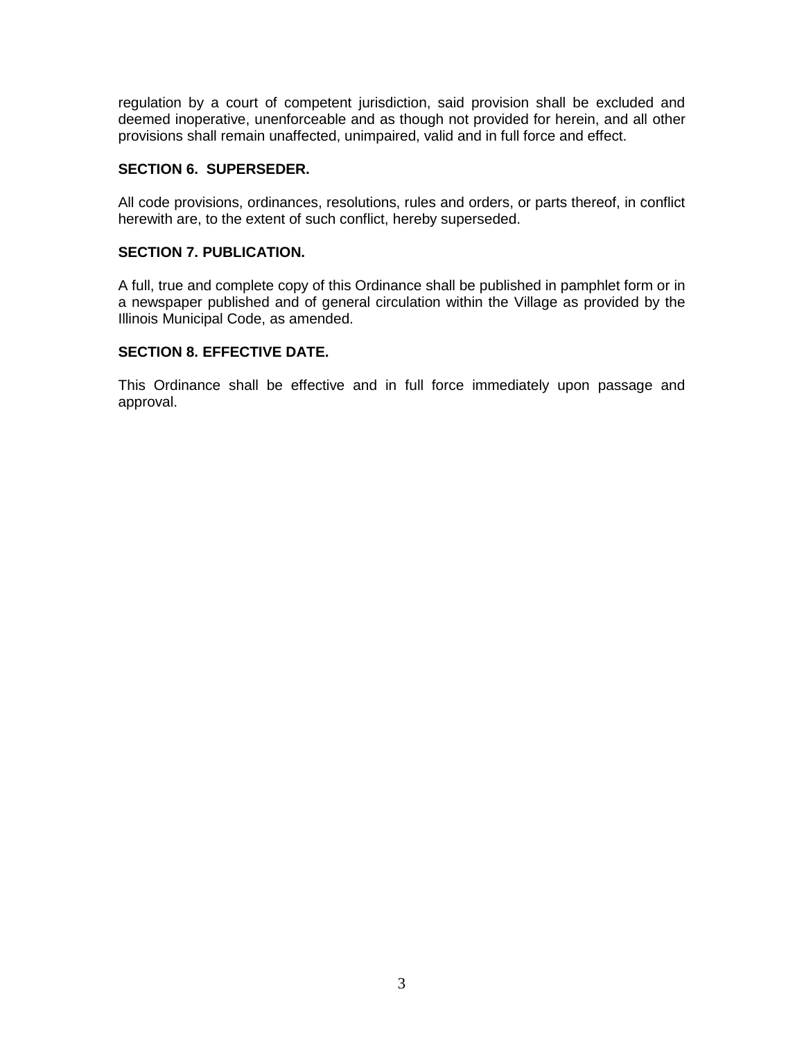regulation by a court of competent jurisdiction, said provision shall be excluded and deemed inoperative, unenforceable and as though not provided for herein, and all other provisions shall remain unaffected, unimpaired, valid and in full force and effect.

**SECTION 6. SUPERSEDER.**

All code provisions, ordinances, resolutions, rules and orders, or parts thereof, in conflict herewith are, to the extent of such conflict, hereby superseded.

**SECTION 7. PUBLICATION.**

A full, true and complete copy of this Ordinance shall be published in pamphlet form or in a newspaper published and of general circulation within the Village as provided by the Illinois Municipal Code, as amended.

**SECTION 8. EFFECTIVE DATE.**

This Ordinance shall be effective and in full force immediately upon passage and approval.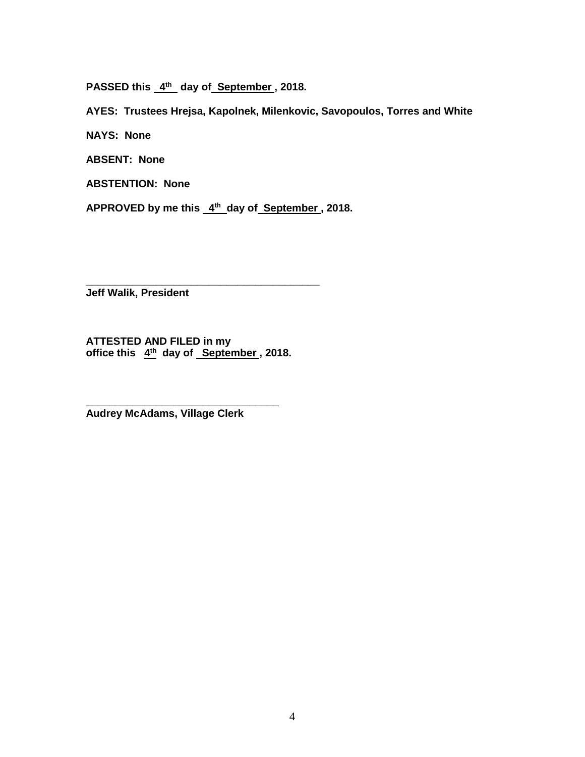**PASSED this 4th day of September, 2018.**

**AYES: Trustees Hrejsa, Kapolnek, Milenkovic, Savopoulos, Torres and White**

**NAYS: None**

**ABSENT: None**

**ABSTENTION: None**

**APPROVED by me this 4th day of September, 2018.**

\_\_\_\_\_\_\_\_\_\_\_\_\_\_\_\_\_\_\_\_\_\_\_\_\_\_\_\_\_\_\_\_\_\_\_\_\_\_\_\_\_\_
**Jeff Walik, President**

**ATTESTED AND FILED in my office this 4th day of September, 2018.**

\_\_\_\_\_\_\_\_\_\_\_\_\_\_\_\_\_\_\_\_\_\_\_\_\_\_\_\_\_\_\_\_\_\_\_
**Audrey McAdams, Village Clerk**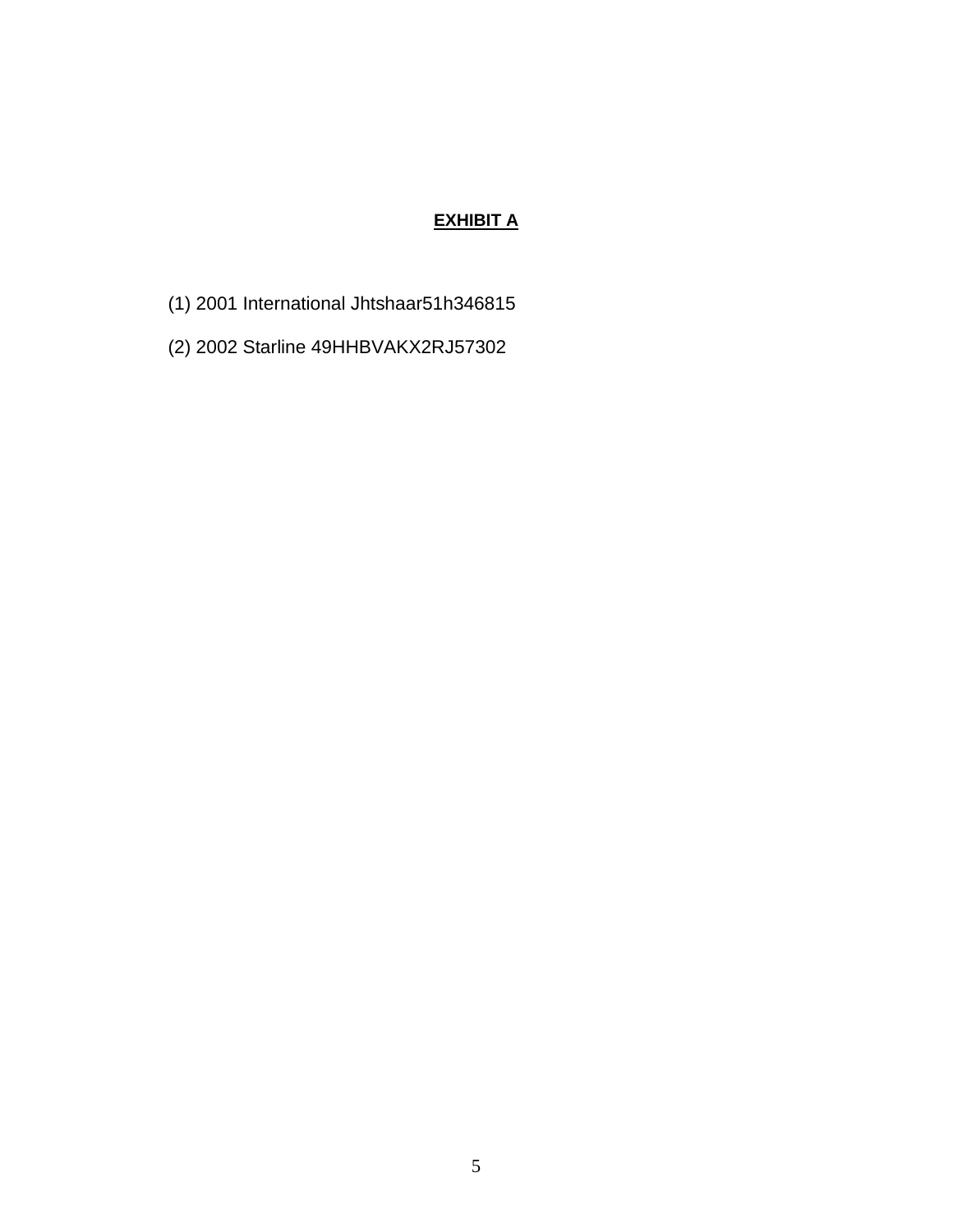**EXHIBIT A**

(1) 2001 International Jhtshaar51h346815

(2) 2002 Starline 49HHBVAKX2RJ57302